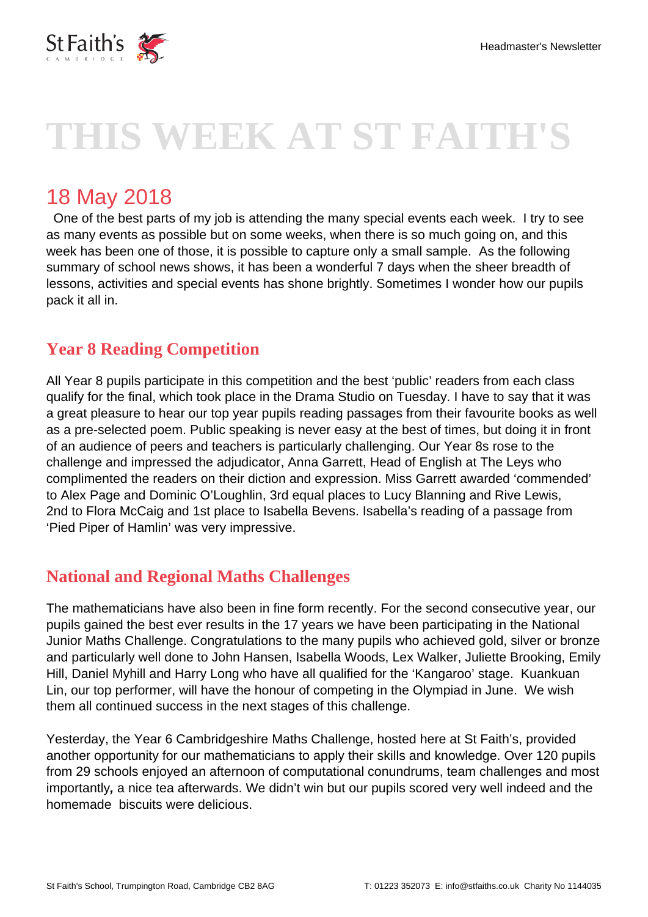# THIS WEEK AT ST FAITH'S

## 18 May 2018

One of the best parts of my job is attending the many special events each week. I try to see as many events as possible but on some weeks, when there is so much going on, and this week has been one of those, it is possible to capture only a small sample. As the following summary of school news shows, it has been a wonderful 7 days when the sheer breadth of lessons, activities and special events has shone brightly. Sometimes I wonder how our pupils pack it all in.

### Year 8 Reading Competition

All Year 8 pupils participate in this competition and the best 'public' readers from each class qualify for the final, which took place in the Drama Studio on Tuesday. I have to say that it was a great pleasure to hear our top year pupils reading passages from their favourite books as well as a pre-selected poem. Public speaking is never easy at the best of times, but doing it in front of an audience of peers and teachers is particularly challenging. Our Year 8s rose to the challenge and impressed the adjudicator, Anna Garrett, Head of English at The Leys who complimented the readers on their diction and expression. Miss Garrett awarded 'commended' to Alex Page and Dominic O'Loughlin, 3rd equal places to Lucy Blanning and Rive Lewis, 2nd to Flora McCaig and 1st place to Isabella Bevens. Isabella's reading of a passage from 'Pied Piper of Hamlin' was very impressive.

### National and Regional Maths Challenges

The mathematicians have also been in fine form recently. For the second consecutive year, our pupils gained the best ever results in the 17 years we have been participating in the National Junior Maths Challenge. Congratulations to the many pupils who achieved gold, silver or bronze and particularly well done to John Hansen, Isabella Woods, Lex Walker, Juliette Brooking, Emily Hill, Daniel Myhill and Harry Long who have all qualified for the 'Kangaroo' stage. Kuankuan Lin, our top performer, will have the honour of competing in the Olympiad in June. We wish them all continued success in the next stages of this challenge.

Yesterday, the Year 6 Cambridgeshire Maths Challenge, hosted here at St Faith's, provided another opportunity for our mathematicians to apply their skills and knowledge. Over 120 pupils from 29 schools enjoyed an afternoon of computational conundrums, team challenges and most importantly*,* a nice tea afterwards. We didn't win but our pupils scored very well indeed and the homemade biscuits were delicious.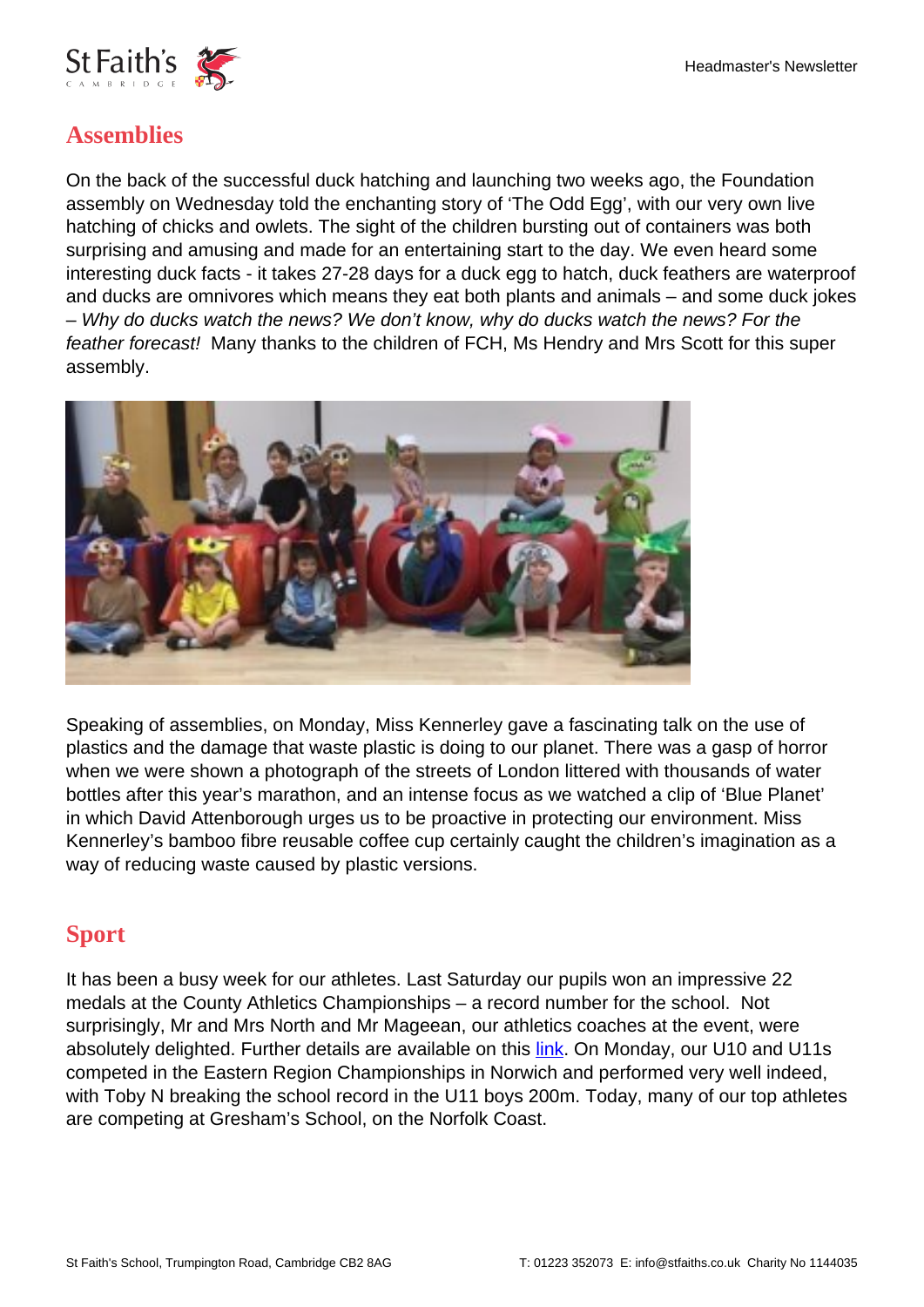## Assemblies

On the back of the successful duck hatching and launching two weeks ago, the Foundation assembly on Wednesday told the enchanting story of 'The Odd Egg', with our very own live hatching of chicks and owlets. The sight of the children bursting out of containers was both surprising and amusing and made for an entertaining start to the day. We even heard some interesting duck facts - it takes 27-28 days for a duck egg to hatch, duck feathers are waterproof and ducks are omnivores which means they eat both plants and animals – and some duck jokes – *Why do ducks watch the news? We don't know, why do ducks watch the news? For the feather forecast!* Many thanks to the children of FCH, Ms Hendry and Mrs Scott for this super assembly.

Speaking of assemblies, on Monday, Miss Kennerley gave a fascinating talk on the use of plastics and the damage that waste plastic is doing to our planet. There was a gasp of horror when we were shown a photograph of the streets of London littered with thousands of water bottles after this year's marathon, and an intense focus as we watched a clip of 'Blue Planet' in which David Attenborough urges us to be proactive in protecting our environment. Miss Kennerley's bamboo fibre reusable coffee cup certainly caught the children's imagination as a way of reducing waste caused by plastic versions.

## Sport

It has been a busy week for our athletes. Last Saturday our pupils won an impressive 22 medals at the County Athletics Championships – a record number for the school. Not surprisingly, Mr and Mrs North and Mr Mageean, our athletics coaches at the event, were absolutely delighted. Further details are available on this link. On Monday, our U10 and U11s competed in the Eastern Region Championships in Norwich and performed very well indeed, with Toby N breaking the school record in the U11 boys 200m. Today, many of our top athletes are competing at Gresham's School, on the Norfolk Coast.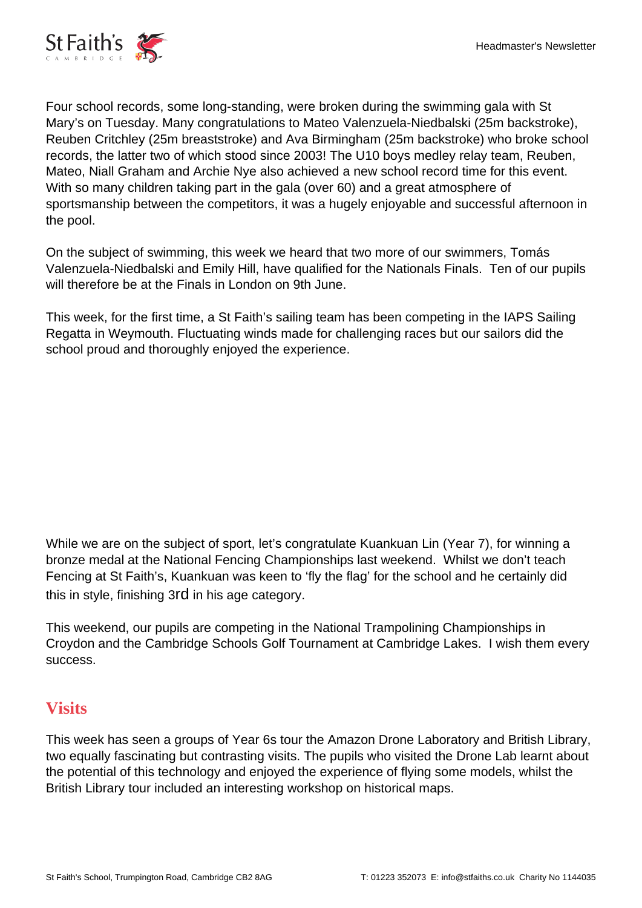Four school records, some long-standing, were broken during the swimming gala with St Mary's on Tuesday. Many congratulations to Mateo Valenzuela-Niedbalski (25m backstroke), Reuben Critchley (25m breaststroke) and Ava Birmingham (25m backstroke) who broke school records, the latter two of which stood since 2003! The U10 boys medley relay team, Reuben, Mateo, Niall Graham and Archie Nye also achieved a new school record time for this event. With so many children taking part in the gala (over 60) and a great atmosphere of sportsmanship between the competitors, it was a hugely enjoyable and successful afternoon in the pool.

On the subject of swimming, this week we heard that two more of our swimmers, Tomás Valenzuela-Niedbalski and Emily Hill, have qualified for the Nationals Finals. Ten of our pupils will therefore be at the Finals in London on 9th June.

This week, for the first time, a St Faith's sailing team has been competing in the IAPS Sailing Regatta in Weymouth. Fluctuating winds made for challenging races but our sailors did the school proud and thoroughly enjoyed the experience.

While we are on the subject of sport, let's congratulate Kuankuan Lin (Year 7), for winning a bronze medal at the National Fencing Championships last weekend. Whilst we don't teach Fencing at St Faith's, Kuankuan was keen to 'fly the flag' for the school and he certainly did this in style, finishing 3rd in his age category.

This weekend, our pupils are competing in the National Trampolining Championships in Croydon and the Cambridge Schools Golf Tournament at Cambridge Lakes. I wish them every success.

## Visits

This week has seen a groups of Year 6s tour the Amazon Drone Laboratory and British Library, two equally fascinating but contrasting visits. The pupils who visited the Drone Lab learnt about the potential of this technology and enjoyed the experience of flying some models, whilst the British Library tour included an interesting workshop on historical maps.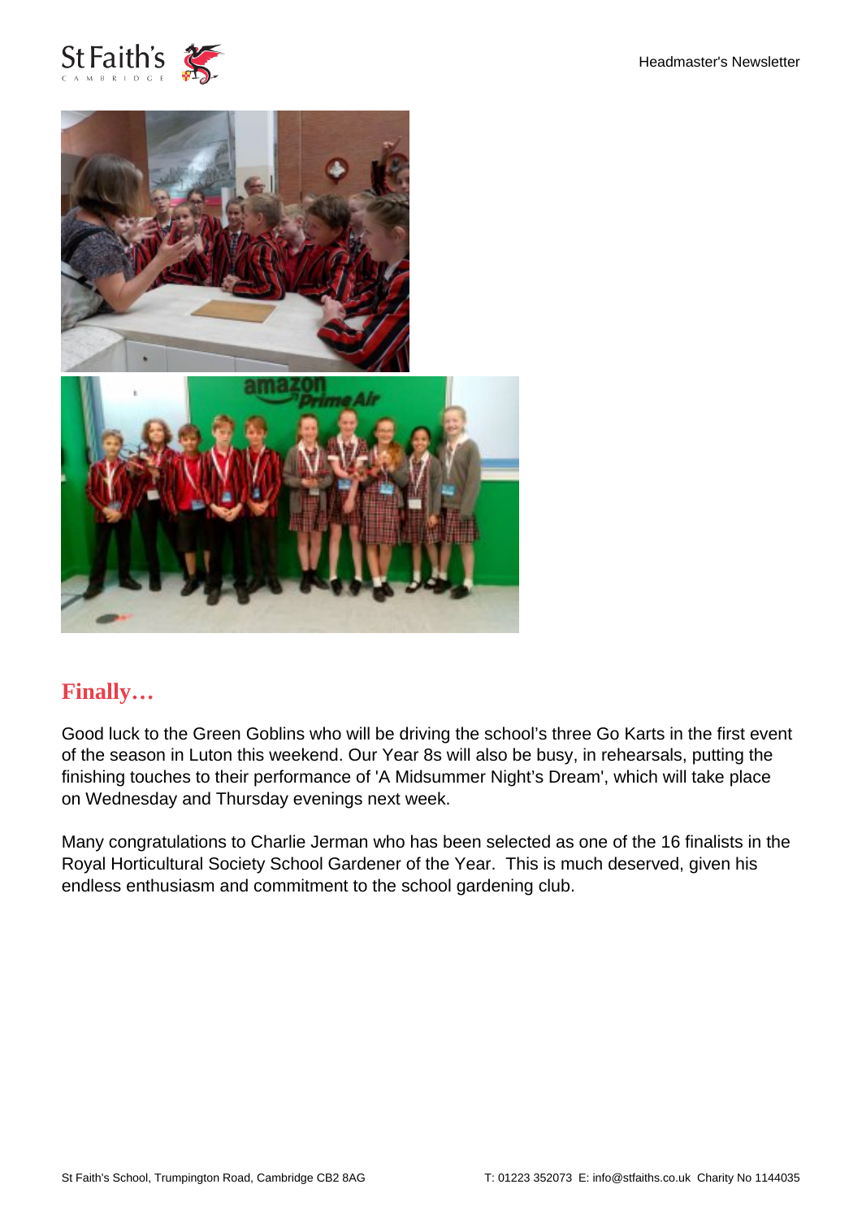## Finally…

Good luck to the Green Goblins who will be driving the school's three Go Karts in the first event of the season in Luton this weekend. Our Year 8s will also be busy, in rehearsals, putting the finishing touches to their performance of 'A Midsummer Night's Dream', which will take place on Wednesday and Thursday evenings next week.

Many congratulations to Charlie Jerman who has been selected as one of the 16 finalists in the Royal Horticultural Society School Gardener of the Year. This is much deserved, given his endless enthusiasm and commitment to the school gardening club.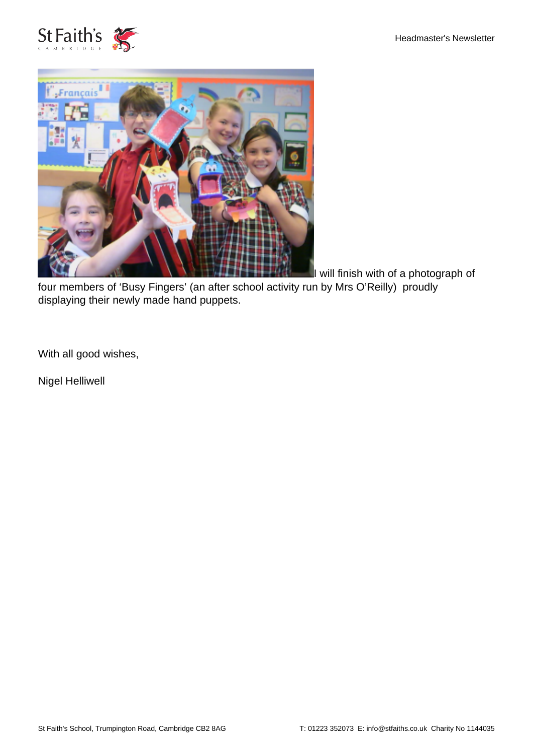I will finish with of a photograph of four members of 'Busy Fingers' (an after school activity run by Mrs O'Reilly) proudly displaying their newly made hand puppets.

With all good wishes,

Nigel Helliwell